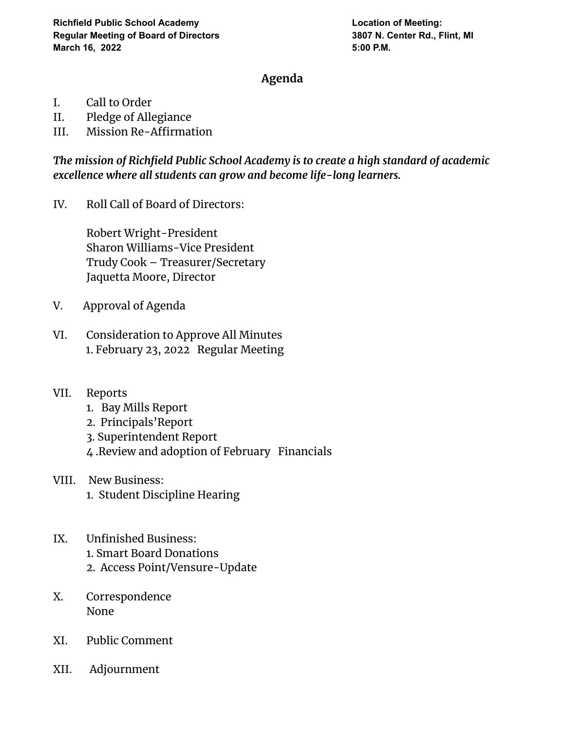**Richfield Public School Academy**
**Regular Meeting of Board of Directors**
**March 16, 2022**

**Location of Meeting:**
**3807 N. Center Rd., Flint, MI**
**5:00 P.M.**

## Agenda

I. Call to Order
II. Pledge of Allegiance
III. Mission Re-Affirmation

***The mission of Richfield Public School Academy is to create a high standard of academic excellence where all students can grow and become life-long learners.***

IV. Roll Call of Board of Directors:

Robert Wright-President
Sharon Williams-Vice President
Trudy Cook – Treasurer/Secretary
Jaquetta Moore, Director

V. Approval of Agenda

VI. Consideration to Approve All Minutes
1. February 23, 2022 Regular Meeting

VII. Reports
1. Bay Mills Report
2. Principals'Report
3. Superintendent Report
4 .Review and adoption of February Financials

VIII. New Business:
1. Student Discipline Hearing

IX. Unfinished Business:
1. Smart Board Donations
2. Access Point/Vensure-Update

X. Correspondence
None

XI. Public Comment

XII. Adjournment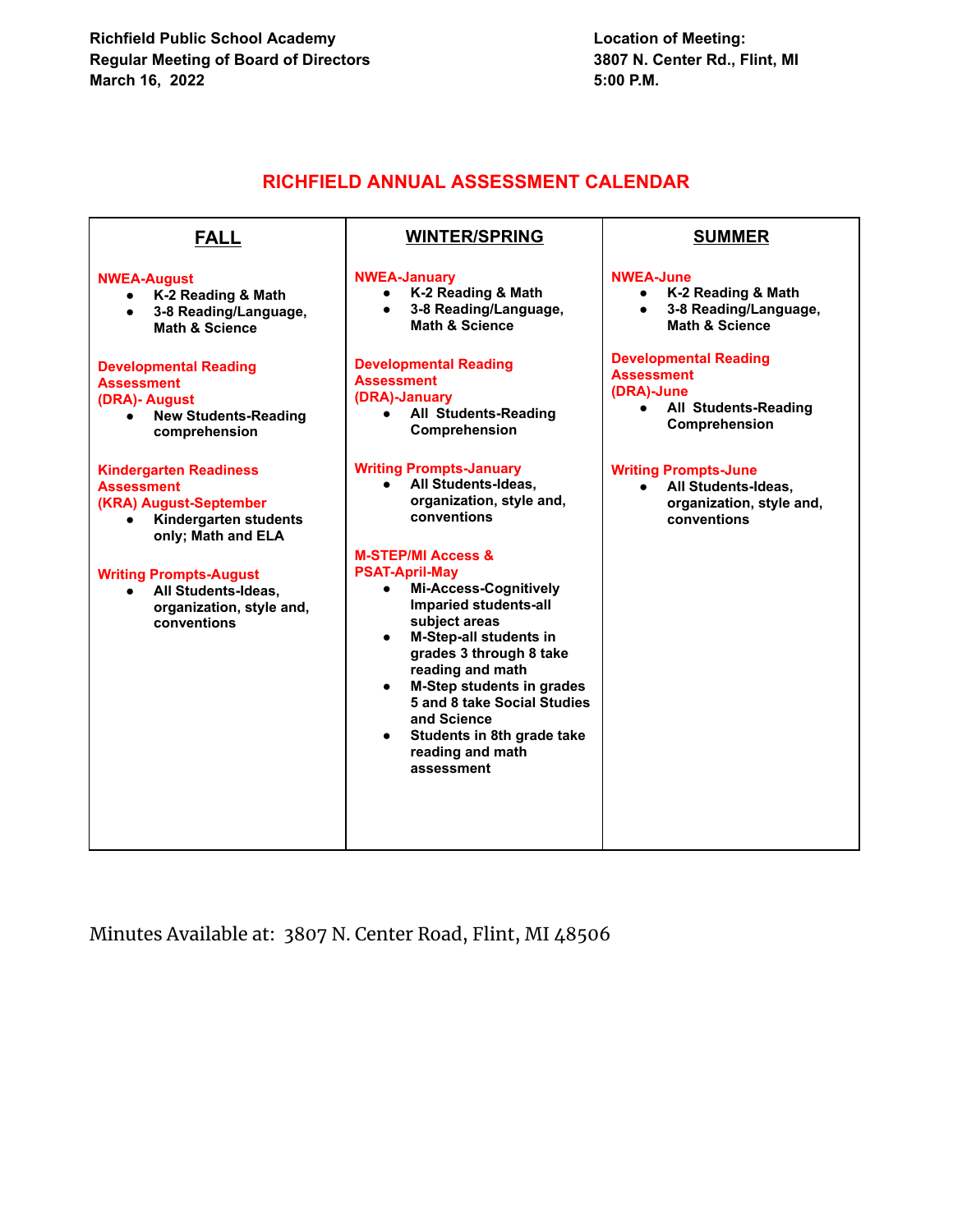**Richfield Public School Academy**
**Regular Meeting of Board of Directors**
**March 16, 2022**

**Location of Meeting:**
**3807 N. Center Rd., Flint, MI**
**5:00 P.M.**

# RICHFIELD ANNUAL ASSESSMENT CALENDAR

| FALL | WINTER/SPRING | SUMMER |
|---|---|---|
| **NWEA-August**<br>• K-2 Reading & Math<br>• 3-8 Reading/Language, Math & Science | **NWEA-January**<br>• K-2 Reading & Math<br>• 3-8 Reading/Language, Math & Science | **NWEA-June**<br>• K-2 Reading & Math<br>• 3-8 Reading/Language, Math & Science |
| **Developmental Reading Assessment (DRA)- August**<br>• New Students-Reading comprehension | **Developmental Reading Assessment (DRA)-January**<br>• All Students-Reading Comprehension | **Developmental Reading Assessment (DRA)-June**<br>• All Students-Reading Comprehension |
| **Kindergarten Readiness Assessment (KRA) August-September**<br>• Kindergarten students only; Math and ELA | **Writing Prompts-January**<br>• All Students-Ideas, organization, style and, conventions | **Writing Prompts-June**<br>• All Students-Ideas, organization, style and, conventions |
| **Writing Prompts-August**<br>• All Students-Ideas, organization, style and, conventions | **M-STEP/MI Access & PSAT-April-May**<br>• Mi-Access-Cognitively Imparied students-all subject areas<br>• M-Step-all students in grades 3 through 8 take reading and math<br>• M-Step students in grades 5 and 8 take Social Studies and Science<br>• Students in 8th grade take reading and math assessment | |

Minutes Available at: 3807 N. Center Road, Flint, MI 48506